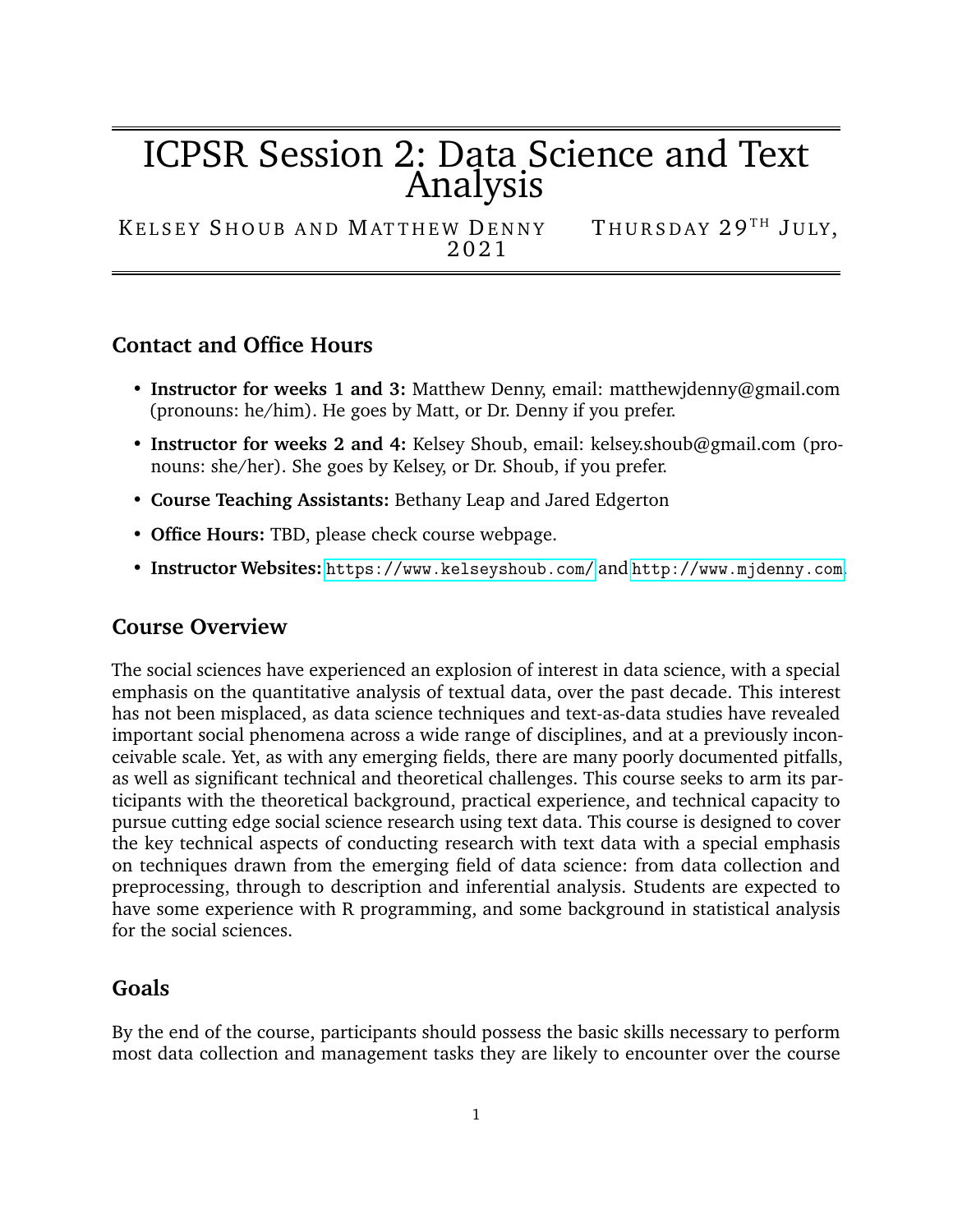# ICPSR Session 2: Data Science and Text Analysis

KELSEY SHOUB AND MATTHEW DENNY    THURSDAY 29TH JULY, 2021

## Contact and Office Hours

- **Instructor for weeks 1 and 3:** Matthew Denny, email: matthewjdenny@gmail.com (pronouns: he/him). He goes by Matt, or Dr. Denny if you prefer.
- **Instructor for weeks 2 and 4:** Kelsey Shoub, email: kelsey.shoub@gmail.com (pronouns: she/her). She goes by Kelsey, or Dr. Shoub, if you prefer.
- **Course Teaching Assistants:** Bethany Leap and Jared Edgerton
- **Office Hours:** TBD, please check course webpage.
- **Instructor Websites:** https://www.kelseyshoub.com/ and http://www.mjdenny.com.

## Course Overview

The social sciences have experienced an explosion of interest in data science, with a special emphasis on the quantitative analysis of textual data, over the past decade. This interest has not been misplaced, as data science techniques and text-as-data studies have revealed important social phenomena across a wide range of disciplines, and at a previously inconceivable scale. Yet, as with any emerging fields, there are many poorly documented pitfalls, as well as significant technical and theoretical challenges. This course seeks to arm its participants with the theoretical background, practical experience, and technical capacity to pursue cutting edge social science research using text data. This course is designed to cover the key technical aspects of conducting research with text data with a special emphasis on techniques drawn from the emerging field of data science: from data collection and preprocessing, through to description and inferential analysis. Students are expected to have some experience with R programming, and some background in statistical analysis for the social sciences.

## Goals

By the end of the course, participants should possess the basic skills necessary to perform most data collection and management tasks they are likely to encounter over the course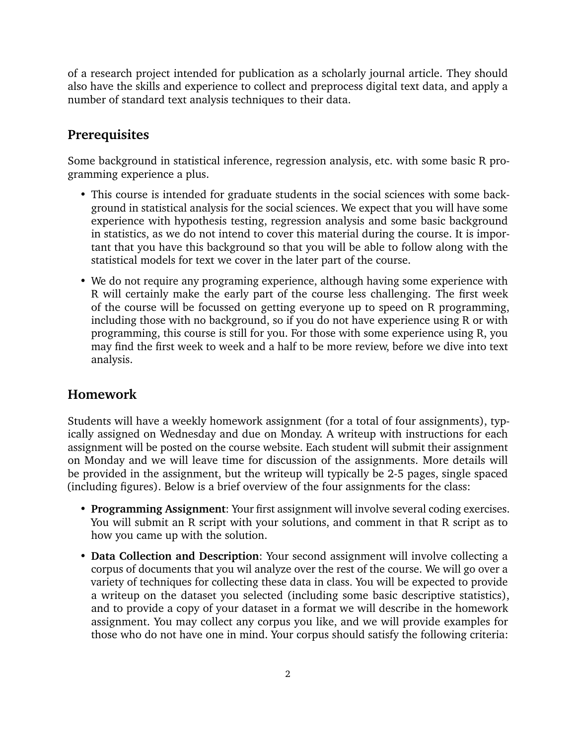of a research project intended for publication as a scholarly journal article. They should also have the skills and experience to collect and preprocess digital text data, and apply a number of standard text analysis techniques to their data.

## Prerequisites

Some background in statistical inference, regression analysis, etc. with some basic R programming experience a plus.

- This course is intended for graduate students in the social sciences with some background in statistical analysis for the social sciences. We expect that you will have some experience with hypothesis testing, regression analysis and some basic background in statistics, as we do not intend to cover this material during the course. It is important that you have this background so that you will be able to follow along with the statistical models for text we cover in the later part of the course.
- We do not require any programing experience, although having some experience with R will certainly make the early part of the course less challenging. The first week of the course will be focussed on getting everyone up to speed on R programming, including those with no background, so if you do not have experience using R or with programming, this course is still for you. For those with some experience using R, you may find the first week to week and a half to be more review, before we dive into text analysis.

## Homework

Students will have a weekly homework assignment (for a total of four assignments), typically assigned on Wednesday and due on Monday. A writeup with instructions for each assignment will be posted on the course website. Each student will submit their assignment on Monday and we will leave time for discussion of the assignments. More details will be provided in the assignment, but the writeup will typically be 2-5 pages, single spaced (including figures). Below is a brief overview of the four assignments for the class:

- **Programming Assignment**: Your first assignment will involve several coding exercises. You will submit an R script with your solutions, and comment in that R script as to how you came up with the solution.
- **Data Collection and Description**: Your second assignment will involve collecting a corpus of documents that you wil analyze over the rest of the course. We will go over a variety of techniques for collecting these data in class. You will be expected to provide a writeup on the dataset you selected (including some basic descriptive statistics), and to provide a copy of your dataset in a format we will describe in the homework assignment. You may collect any corpus you like, and we will provide examples for those who do not have one in mind. Your corpus should satisfy the following criteria: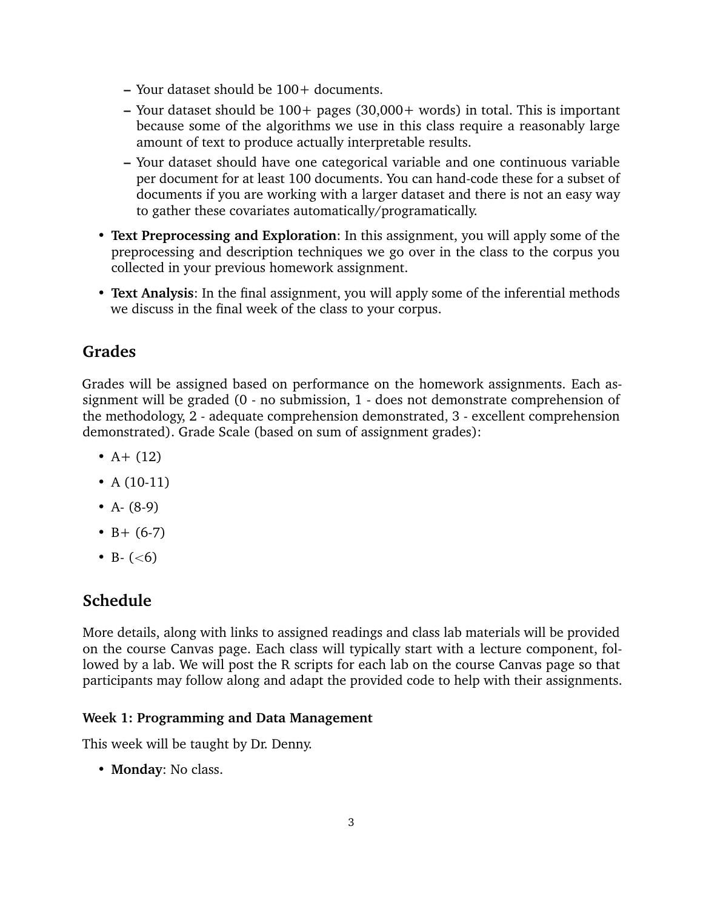- Your dataset should be 100+ documents.
  - Your dataset should be 100+ pages (30,000+ words) in total. This is important because some of the algorithms we use in this class require a reasonably large amount of text to produce actually interpretable results.
  - Your dataset should have one categorical variable and one continuous variable per document for at least 100 documents. You can hand-code these for a subset of documents if you are working with a larger dataset and there is not an easy way to gather these covariates automatically/programatically.
- **Text Preprocessing and Exploration**: In this assignment, you will apply some of the preprocessing and description techniques we go over in the class to the corpus you collected in your previous homework assignment.
- **Text Analysis**: In the final assignment, you will apply some of the inferential methods we discuss in the final week of the class to your corpus.

## Grades

Grades will be assigned based on performance on the homework assignments. Each assignment will be graded (0 - no submission, 1 - does not demonstrate comprehension of the methodology, 2 - adequate comprehension demonstrated, 3 - excellent comprehension demonstrated). Grade Scale (based on sum of assignment grades):

- A+ (12)
- A (10-11)
- A- (8-9)
- B+ (6-7)
- B- (<6)

## Schedule

More details, along with links to assigned readings and class lab materials will be provided on the course Canvas page. Each class will typically start with a lecture component, followed by a lab. We will post the R scripts for each lab on the course Canvas page so that participants may follow along and adapt the provided code to help with their assignments.

### Week 1: Programming and Data Management

This week will be taught by Dr. Denny.

- **Monday**: No class.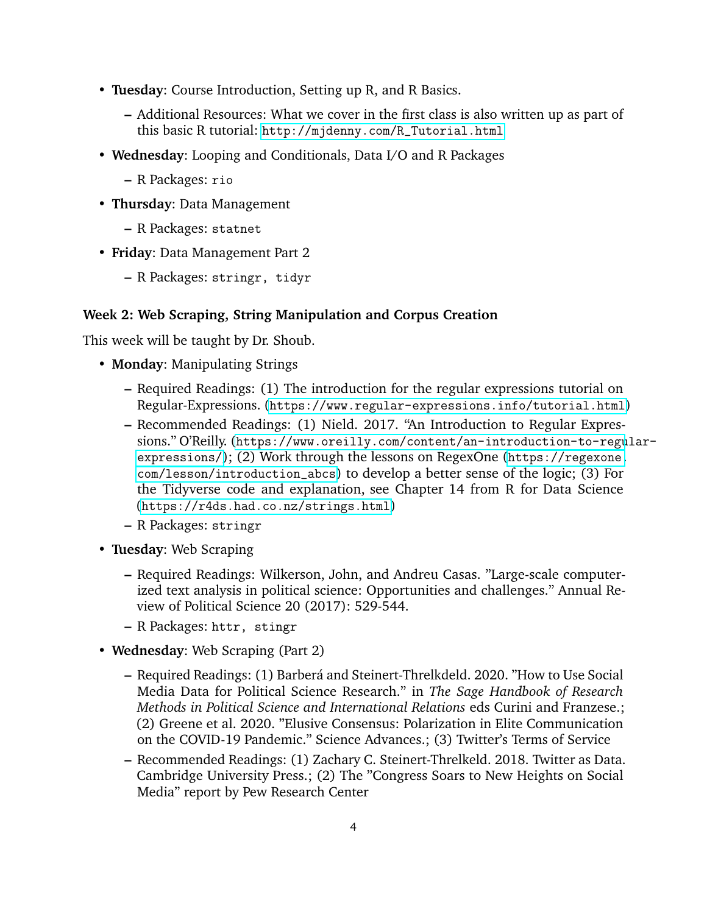- **Tuesday**: Course Introduction, Setting up R, and R Basics.
  - Additional Resources: What we cover in the first class is also written up as part of this basic R tutorial: http://mjdenny.com/R_Tutorial.html
- **Wednesday**: Looping and Conditionals, Data I/O and R Packages
  - R Packages: `rio`
- **Thursday**: Data Management
  - R Packages: `statnet`
- **Friday**: Data Management Part 2
  - R Packages: `stringr, tidyr`

### Week 2: Web Scraping, String Manipulation and Corpus Creation

This week will be taught by Dr. Shoub.

- **Monday**: Manipulating Strings
  - Required Readings: (1) The introduction for the regular expressions tutorial on Regular-Expressions. (https://www.regular-expressions.info/tutorial.html)
  - Recommended Readings: (1) Nield. 2017. "An Introduction to Regular Expressions." O'Reilly. (https://www.oreilly.com/content/an-introduction-to-regular-expressions/); (2) Work through the lessons on RegexOne (https://regexone.com/lesson/introduction_abcs) to develop a better sense of the logic; (3) For the Tidyverse code and explanation, see Chapter 14 from R for Data Science (https://r4ds.had.co.nz/strings.html)
  - R Packages: `stringr`
- **Tuesday**: Web Scraping
  - Required Readings: Wilkerson, John, and Andreu Casas. "Large-scale computerized text analysis in political science: Opportunities and challenges." Annual Review of Political Science 20 (2017): 529-544.
  - R Packages: `httr, stingr`
- **Wednesday**: Web Scraping (Part 2)
  - Required Readings: (1) Barberá and Steinert-Threlkdeld. 2020. "How to Use Social Media Data for Political Science Research." in *The Sage Handbook of Research Methods in Political Science and International Relations* eds Curini and Franzese.; (2) Greene et al. 2020. "Elusive Consensus: Polarization in Elite Communication on the COVID-19 Pandemic." Science Advances.; (3) Twitter's Terms of Service
  - Recommended Readings: (1) Zachary C. Steinert-Threlkeld. 2018. Twitter as Data. Cambridge University Press.; (2) The "Congress Soars to New Heights on Social Media" report by Pew Research Center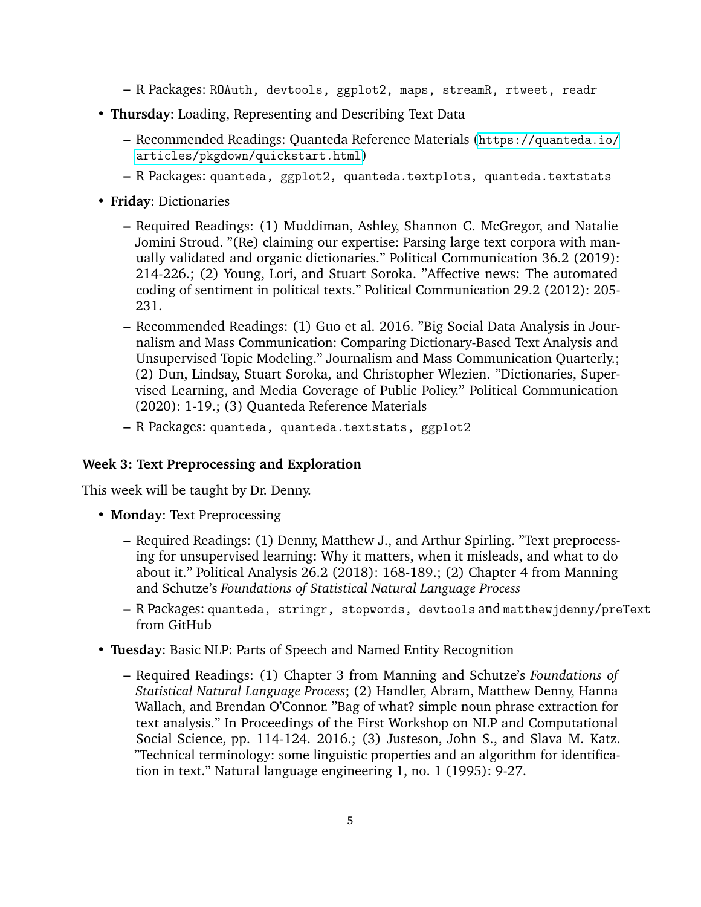- R Packages: `ROAuth, devtools, ggplot2, maps, streamR, rtweet, readr`

- **Thursday**: Loading, Representing and Describing Text Data
  - Recommended Readings: Quanteda Reference Materials (https://quanteda.io/articles/pkgdown/quickstart.html)
  - R Packages: `quanteda, ggplot2, quanteda.textplots, quanteda.textstats`

- **Friday**: Dictionaries
  - Required Readings: (1) Muddiman, Ashley, Shannon C. McGregor, and Natalie Jomini Stroud. "(Re) claiming our expertise: Parsing large text corpora with manually validated and organic dictionaries." Political Communication 36.2 (2019): 214-226.; (2) Young, Lori, and Stuart Soroka. "Affective news: The automated coding of sentiment in political texts." Political Communication 29.2 (2012): 205-231.
  - Recommended Readings: (1) Guo et al. 2016. "Big Social Data Analysis in Journalism and Mass Communication: Comparing Dictionary-Based Text Analysis and Unsupervised Topic Modeling." Journalism and Mass Communication Quarterly.; (2) Dun, Lindsay, Stuart Soroka, and Christopher Wlezien. "Dictionaries, Supervised Learning, and Media Coverage of Public Policy." Political Communication (2020): 1-19.; (3) Quanteda Reference Materials
  - R Packages: `quanteda, quanteda.textstats, ggplot2`

**Week 3: Text Preprocessing and Exploration**

This week will be taught by Dr. Denny.

- **Monday**: Text Preprocessing
  - Required Readings: (1) Denny, Matthew J., and Arthur Spirling. "Text preprocessing for unsupervised learning: Why it matters, when it misleads, and what to do about it." Political Analysis 26.2 (2018): 168-189.; (2) Chapter 4 from Manning and Schutze's *Foundations of Statistical Natural Language Process*
  - R Packages: `quanteda, stringr, stopwords, devtools` and `matthewjdenny/preText` from GitHub

- **Tuesday**: Basic NLP: Parts of Speech and Named Entity Recognition
  - Required Readings: (1) Chapter 3 from Manning and Schutze's *Foundations of Statistical Natural Language Process*; (2) Handler, Abram, Matthew Denny, Hanna Wallach, and Brendan O'Connor. "Bag of what? simple noun phrase extraction for text analysis." In Proceedings of the First Workshop on NLP and Computational Social Science, pp. 114-124. 2016.; (3) Justeson, John S., and Slava M. Katz. "Technical terminology: some linguistic properties and an algorithm for identification in text." Natural language engineering 1, no. 1 (1995): 9-27.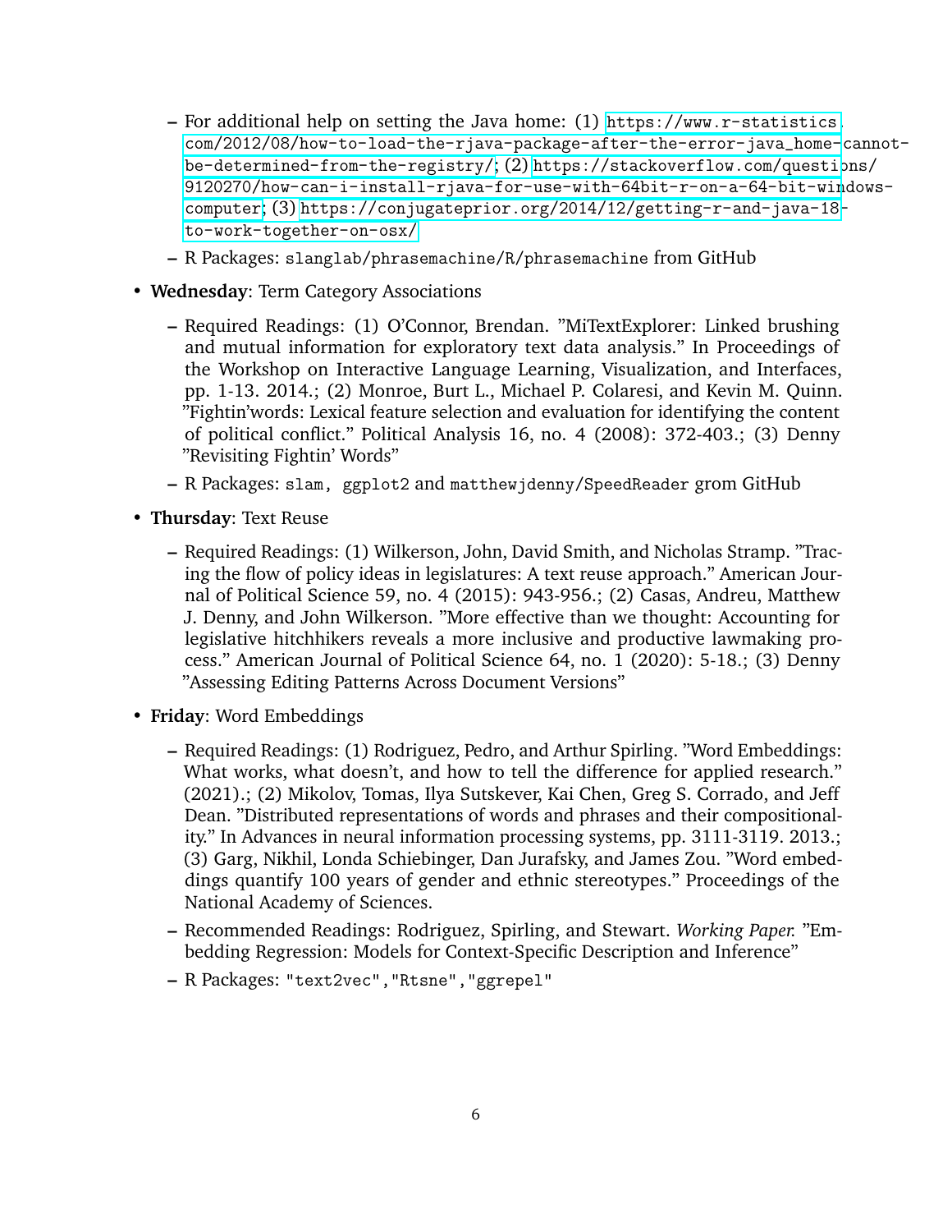- For additional help on setting the Java home: (1) https://www.r-statistics.com/2012/08/how-to-load-the-rjava-package-after-the-error-java_home-cannot-be-determined-from-the-registry/; (2) https://stackoverflow.com/questions/9120270/how-can-i-install-rjava-for-use-with-64bit-r-on-a-64-bit-windows-computer; (3) https://conjugateprior.org/2014/12/getting-r-and-java-18-to-work-together-on-osx/
  - R Packages: `slanglab/phrasemachine/R/phrasemachine` from GitHub

- **Wednesday**: Term Category Associations
  - Required Readings: (1) O'Connor, Brendan. "MiTextExplorer: Linked brushing and mutual information for exploratory text data analysis." In Proceedings of the Workshop on Interactive Language Learning, Visualization, and Interfaces, pp. 1-13. 2014.; (2) Monroe, Burt L., Michael P. Colaresi, and Kevin M. Quinn. "Fightin'words: Lexical feature selection and evaluation for identifying the content of political conflict." Political Analysis 16, no. 4 (2008): 372-403.; (3) Denny "Revisiting Fightin' Words"
  - R Packages: `slam, ggplot2` and `matthewjdenny/SpeedReader` grom GitHub

- **Thursday**: Text Reuse
  - Required Readings: (1) Wilkerson, John, David Smith, and Nicholas Stramp. "Tracing the flow of policy ideas in legislatures: A text reuse approach." American Journal of Political Science 59, no. 4 (2015): 943-956.; (2) Casas, Andreu, Matthew J. Denny, and John Wilkerson. "More effective than we thought: Accounting for legislative hitchhikers reveals a more inclusive and productive lawmaking process." American Journal of Political Science 64, no. 1 (2020): 5-18.; (3) Denny "Assessing Editing Patterns Across Document Versions"

- **Friday**: Word Embeddings
  - Required Readings: (1) Rodriguez, Pedro, and Arthur Spirling. "Word Embeddings: What works, what doesn't, and how to tell the difference for applied research." (2021).; (2) Mikolov, Tomas, Ilya Sutskever, Kai Chen, Greg S. Corrado, and Jeff Dean. "Distributed representations of words and phrases and their compositionality." In Advances in neural information processing systems, pp. 3111-3119. 2013.; (3) Garg, Nikhil, Londa Schiebinger, Dan Jurafsky, and James Zou. "Word embeddings quantify 100 years of gender and ethnic stereotypes." Proceedings of the National Academy of Sciences.
  - Recommended Readings: Rodriguez, Spirling, and Stewart. *Working Paper.* "Embedding Regression: Models for Context-Specific Description and Inference"
  - R Packages: `"text2vec","Rtsne","ggrepel"`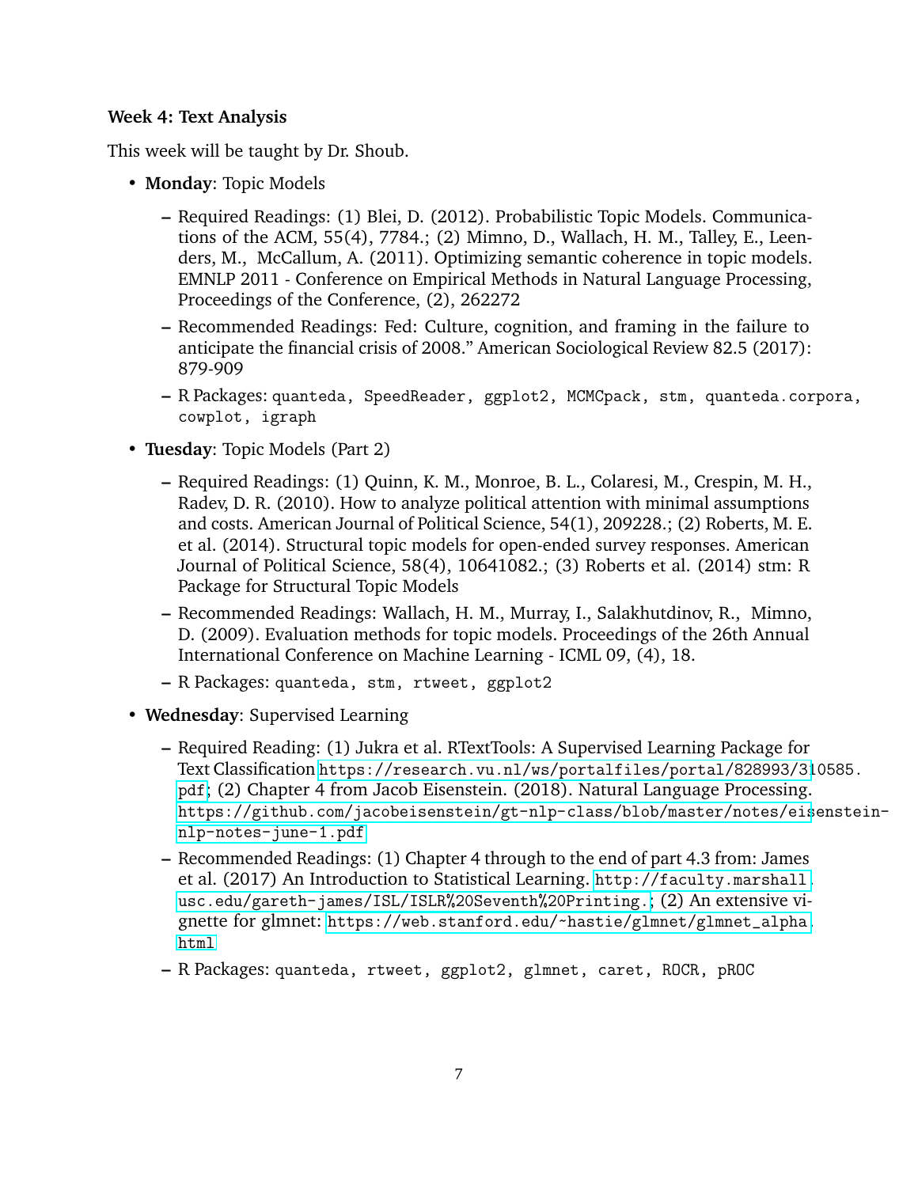**Week 4: Text Analysis**

This week will be taught by Dr. Shoub.

- **Monday**: Topic Models
  - Required Readings: (1) Blei, D. (2012). Probabilistic Topic Models. Communications of the ACM, 55(4), 7784.; (2) Mimno, D., Wallach, H. M., Talley, E., Leenders, M., McCallum, A. (2011). Optimizing semantic coherence in topic models. EMNLP 2011 - Conference on Empirical Methods in Natural Language Processing, Proceedings of the Conference, (2), 262272
  - Recommended Readings: Fed: Culture, cognition, and framing in the failure to anticipate the financial crisis of 2008." American Sociological Review 82.5 (2017): 879-909
  - R Packages: `quanteda, SpeedReader, ggplot2, MCMCpack, stm, quanteda.corpora, cowplot, igraph`
- **Tuesday**: Topic Models (Part 2)
  - Required Readings: (1) Quinn, K. M., Monroe, B. L., Colaresi, M., Crespin, M. H., Radev, D. R. (2010). How to analyze political attention with minimal assumptions and costs. American Journal of Political Science, 54(1), 209228.; (2) Roberts, M. E. et al. (2014). Structural topic models for open-ended survey responses. American Journal of Political Science, 58(4), 10641082.; (3) Roberts et al. (2014) stm: R Package for Structural Topic Models
  - Recommended Readings: Wallach, H. M., Murray, I., Salakhutdinov, R., Mimno, D. (2009). Evaluation methods for topic models. Proceedings of the 26th Annual International Conference on Machine Learning - ICML 09, (4), 18.
  - R Packages: `quanteda, stm, rtweet, ggplot2`
- **Wednesday**: Supervised Learning
  - Required Reading: (1) Jukra et al. RTextTools: A Supervised Learning Package for Text Classification https://research.vu.nl/ws/portalfiles/portal/828993/310585.pdf; (2) Chapter 4 from Jacob Eisenstein. (2018). Natural Language Processing. https://github.com/jacobeisenstein/gt-nlp-class/blob/master/notes/eisenstein-nlp-notes-june-1.pdf
  - Recommended Readings: (1) Chapter 4 through to the end of part 4.3 from: James et al. (2017) An Introduction to Statistical Learning. http://faculty.marshall.usc.edu/gareth-james/ISL/ISLR%20Seventh%20Printing.; (2) An extensive vignette for glmnet: https://web.stanford.edu/~hastie/glmnet/glmnet_alpha.html
  - R Packages: `quanteda, rtweet, ggplot2, glmnet, caret, ROCR, pROC`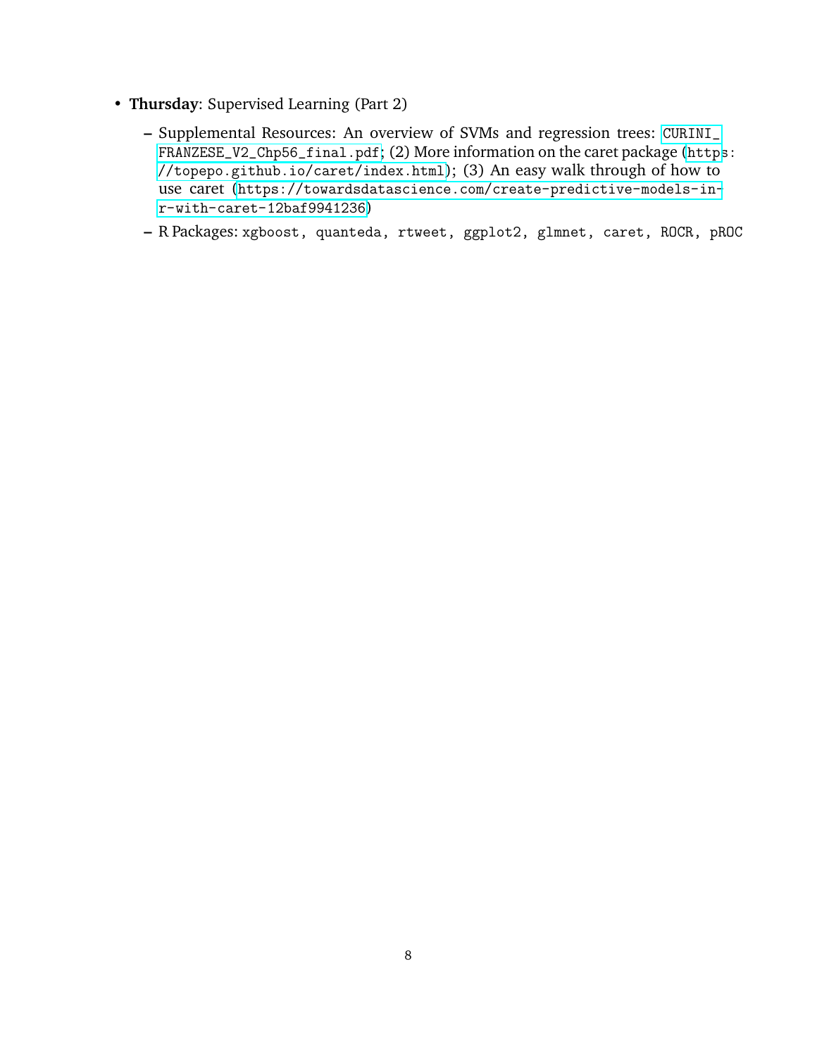- **Thursday**: Supervised Learning (Part 2)
  - Supplemental Resources: An overview of SVMs and regression trees: `CURINI_FRANZESE_V2_Chp56_final.pdf`; (2) More information on the caret package (`https://topepo.github.io/caret/index.html`); (3) An easy walk through of how to use caret (`https://towardsdatascience.com/create-predictive-models-in-r-with-caret-12baf9941236`)
  - R Packages: `xgboost`, `quanteda`, `rtweet`, `ggplot2`, `glmnet`, `caret`, `ROCR`, `pROC`